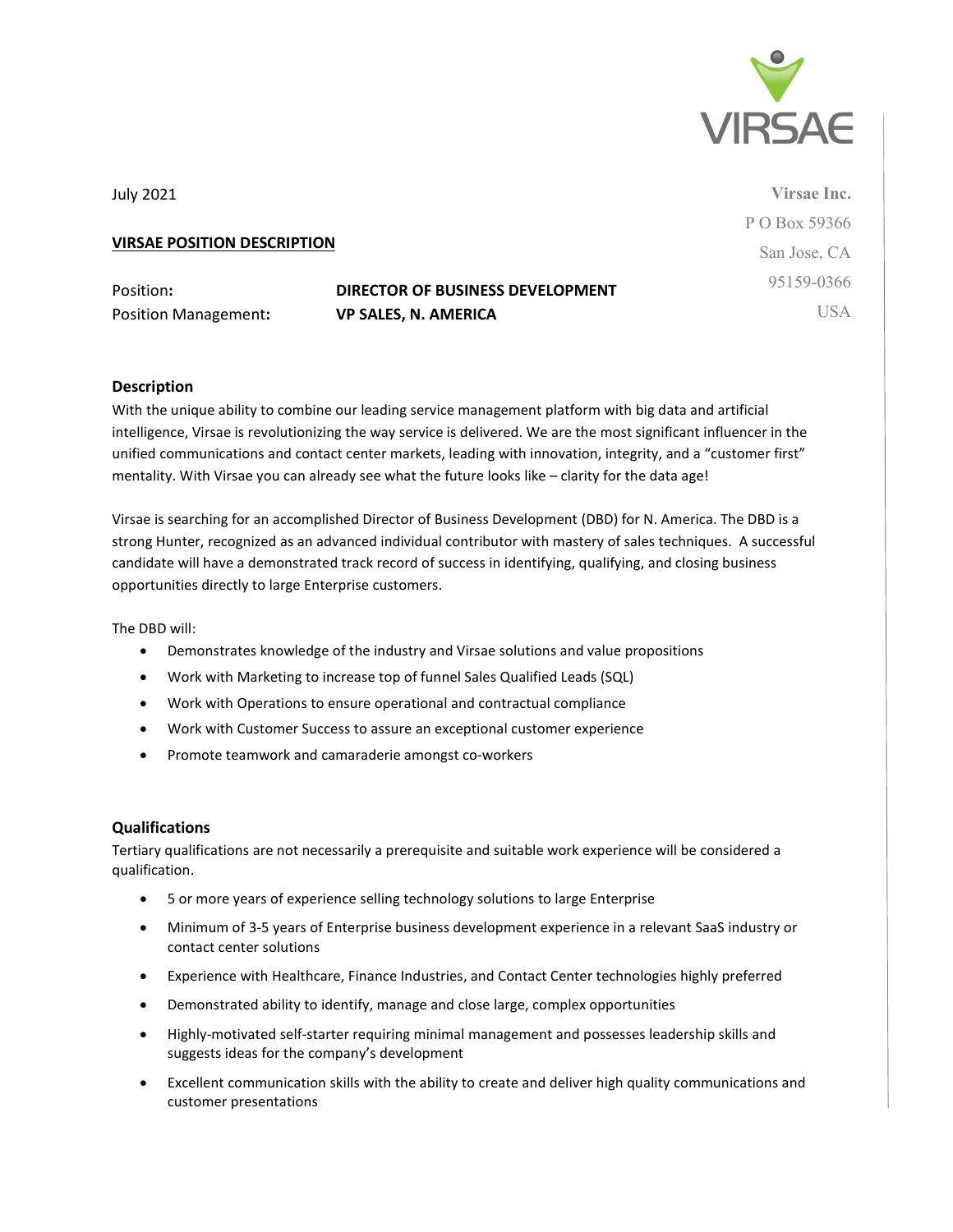VIRSAE

July 2021

Virsae Inc.
P O Box 59366
San Jose, CA
95159-0366
USA

**VIRSAE POSITION DESCRIPTION**

Position: **DIRECTOR OF BUSINESS DEVELOPMENT**
Position Management: **VP SALES, N. AMERICA**

## Description

With the unique ability to combine our leading service management platform with big data and artificial intelligence, Virsae is revolutionizing the way service is delivered. We are the most significant influencer in the unified communications and contact center markets, leading with innovation, integrity, and a "customer first" mentality. With Virsae you can already see what the future looks like – clarity for the data age!

Virsae is searching for an accomplished Director of Business Development (DBD) for N. America. The DBD is a strong Hunter, recognized as an advanced individual contributor with mastery of sales techniques. A successful candidate will have a demonstrated track record of success in identifying, qualifying, and closing business opportunities directly to large Enterprise customers.

The DBD will:

- Demonstrates knowledge of the industry and Virsae solutions and value propositions
- Work with Marketing to increase top of funnel Sales Qualified Leads (SQL)
- Work with Operations to ensure operational and contractual compliance
- Work with Customer Success to assure an exceptional customer experience
- Promote teamwork and camaraderie amongst co-workers

## Qualifications

Tertiary qualifications are not necessarily a prerequisite and suitable work experience will be considered a qualification.

- 5 or more years of experience selling technology solutions to large Enterprise
- Minimum of 3-5 years of Enterprise business development experience in a relevant SaaS industry or contact center solutions
- Experience with Healthcare, Finance Industries, and Contact Center technologies highly preferred
- Demonstrated ability to identify, manage and close large, complex opportunities
- Highly-motivated self-starter requiring minimal management and possesses leadership skills and suggests ideas for the company's development
- Excellent communication skills with the ability to create and deliver high quality communications and customer presentations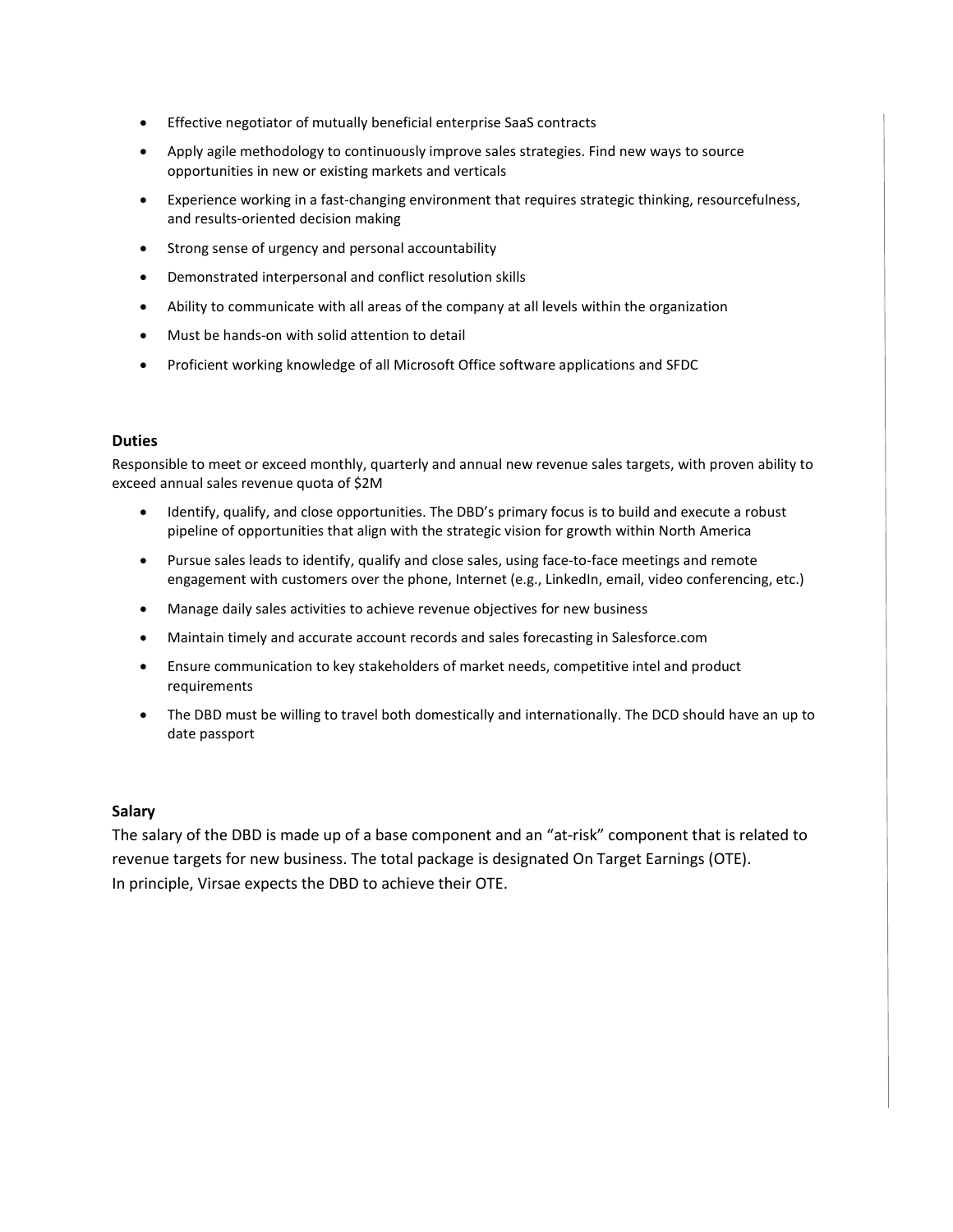- Effective negotiator of mutually beneficial enterprise SaaS contracts
- Apply agile methodology to continuously improve sales strategies. Find new ways to source opportunities in new or existing markets and verticals
- Experience working in a fast-changing environment that requires strategic thinking, resourcefulness, and results-oriented decision making
- Strong sense of urgency and personal accountability
- Demonstrated interpersonal and conflict resolution skills
- Ability to communicate with all areas of the company at all levels within the organization
- Must be hands-on with solid attention to detail
- Proficient working knowledge of all Microsoft Office software applications and SFDC

**Duties**

Responsible to meet or exceed monthly, quarterly and annual new revenue sales targets, with proven ability to exceed annual sales revenue quota of $2M

- Identify, qualify, and close opportunities. The DBD's primary focus is to build and execute a robust pipeline of opportunities that align with the strategic vision for growth within North America
- Pursue sales leads to identify, qualify and close sales, using face-to-face meetings and remote engagement with customers over the phone, Internet (e.g., LinkedIn, email, video conferencing, etc.)
- Manage daily sales activities to achieve revenue objectives for new business
- Maintain timely and accurate account records and sales forecasting in Salesforce.com
- Ensure communication to key stakeholders of market needs, competitive intel and product requirements
- The DBD must be willing to travel both domestically and internationally. The DCD should have an up to date passport

**Salary**

The salary of the DBD is made up of a base component and an "at-risk" component that is related to revenue targets for new business. The total package is designated On Target Earnings (OTE).
In principle, Virsae expects the DBD to achieve their OTE.